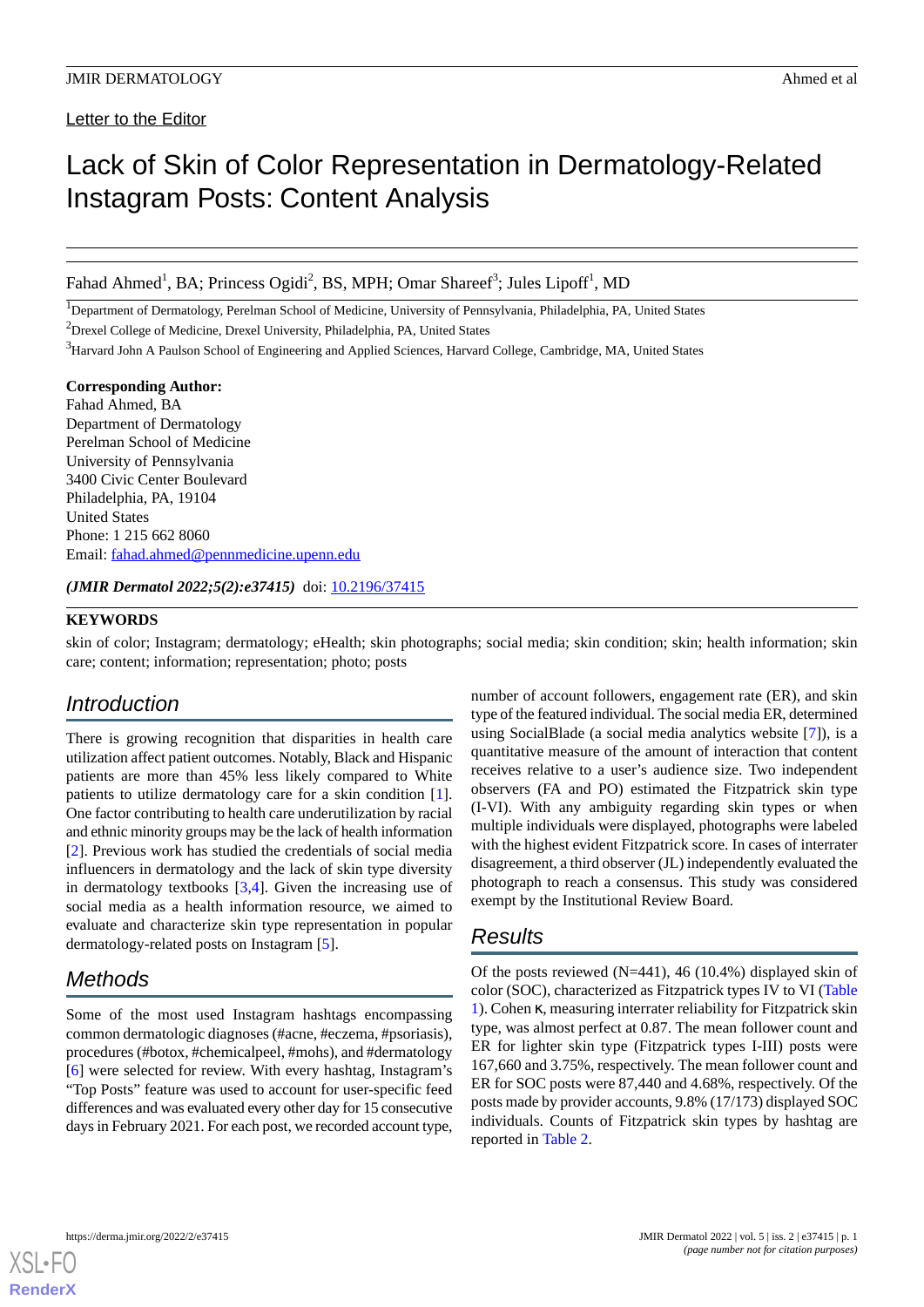Letter to the Editor

# Lack of Skin of Color Representation in Dermatology-Related Instagram Posts: Content Analysis

Fahad Ahmed[1], BA; Princess Ogidi[2], BS, MPH; Omar Shareef[3]; Jules Lipoff[1], MD

[1]Department of Dermatology, Perelman School of Medicine, University of Pennsylvania, Philadelphia, PA, United States

[2]Drexel College of Medicine, Drexel University, Philadelphia, PA, United States

[3]Harvard John A Paulson School of Engineering and Applied Sciences, Harvard College, Cambridge, MA, United States

**Corresponding Author:**
Fahad Ahmed, BA
Department of Dermatology
Perelman School of Medicine
University of Pennsylvania
3400 Civic Center Boulevard
Philadelphia, PA, 19104
United States
Phone: 1 215 662 8060
Email: fahad.ahmed@pennmedicine.upenn.edu

***(JMIR Dermatol 2022;5(2):e37415)*** doi: 10.2196/37415

**KEYWORDS**

skin of color; Instagram; dermatology; eHealth; skin photographs; social media; skin condition; skin; health information; skin care; content; information; representation; photo; posts

## Introduction

There is growing recognition that disparities in health care utilization affect patient outcomes. Notably, Black and Hispanic patients are more than 45% less likely compared to White patients to utilize dermatology care for a skin condition [1]. One factor contributing to health care underutilization by racial and ethnic minority groups may be the lack of health information [2]. Previous work has studied the credentials of social media influencers in dermatology and the lack of skin type diversity in dermatology textbooks [3,4]. Given the increasing use of social media as a health information resource, we aimed to evaluate and characterize skin type representation in popular dermatology-related posts on Instagram [5].

## Methods

Some of the most used Instagram hashtags encompassing common dermatologic diagnoses (#acne, #eczema, #psoriasis), procedures (#botox, #chemicalpeel, #mohs), and #dermatology [6] were selected for review. With every hashtag, Instagram's "Top Posts" feature was used to account for user-specific feed differences and was evaluated every other day for 15 consecutive days in February 2021. For each post, we recorded account type, number of account followers, engagement rate (ER), and skin type of the featured individual. The social media ER, determined using SocialBlade (a social media analytics website [7]), is a quantitative measure of the amount of interaction that content receives relative to a user's audience size. Two independent observers (FA and PO) estimated the Fitzpatrick skin type (I-VI). With any ambiguity regarding skin types or when multiple individuals were displayed, photographs were labeled with the highest evident Fitzpatrick score. In cases of interrater disagreement, a third observer (JL) independently evaluated the photograph to reach a consensus. This study was considered exempt by the Institutional Review Board.

## Results

Of the posts reviewed (N=441), 46 (10.4%) displayed skin of color (SOC), characterized as Fitzpatrick types IV to VI (Table 1). Cohen κ, measuring interrater reliability for Fitzpatrick skin type, was almost perfect at 0.87. The mean follower count and ER for lighter skin type (Fitzpatrick types I-III) posts were 167,660 and 3.75%, respectively. The mean follower count and ER for SOC posts were 87,440 and 4.68%, respectively. Of the posts made by provider accounts, 9.8% (17/173) displayed SOC individuals. Counts of Fitzpatrick skin types by hashtag are reported in Table 2.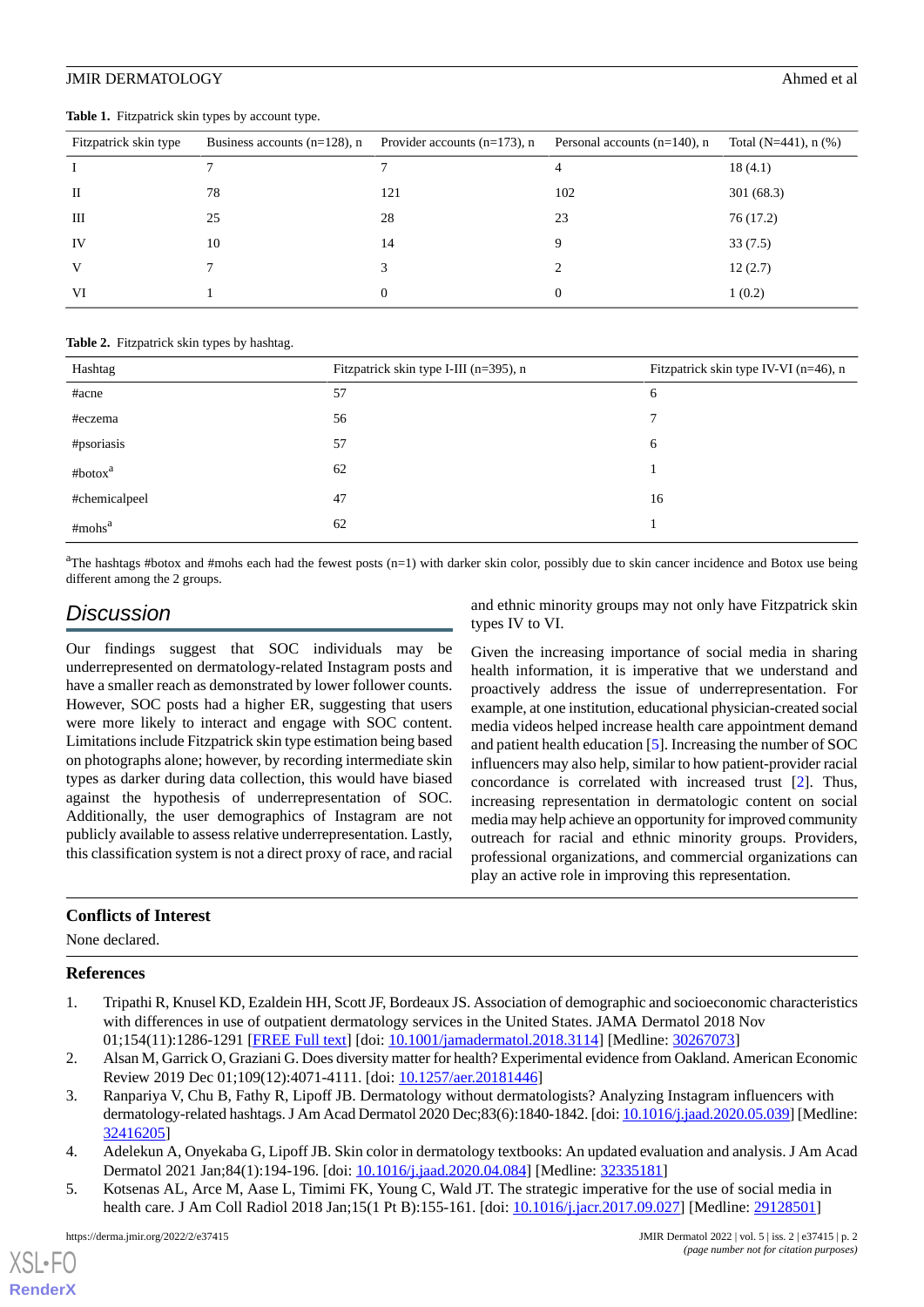**Table 1.** Fitzpatrick skin types by account type.

| Fitzpatrick skin type | Business accounts (n=128), n | Provider accounts (n=173), n | Personal accounts (n=140), n | Total (N=441), n (%) |
|---|---|---|---|---|
| I | 7 | 7 | 4 | 18 (4.1) |
| II | 78 | 121 | 102 | 301 (68.3) |
| III | 25 | 28 | 23 | 76 (17.2) |
| IV | 10 | 14 | 9 | 33 (7.5) |
| V | 7 | 3 | 2 | 12 (2.7) |
| VI | 1 | 0 | 0 | 1 (0.2) |

**Table 2.** Fitzpatrick skin types by hashtag.

| Hashtag | Fitzpatrick skin type I-III (n=395), n | Fitzpatrick skin type IV-VI (n=46), n |
|---|---|---|
| #acne | 57 | 6 |
| #eczema | 56 | 7 |
| #psoriasis | 57 | 6 |
| #botox[a] | 62 | 1 |
| #chemicalpeel | 47 | 16 |
| #mohs[a] | 62 | 1 |

[a]The hashtags #botox and #mohs each had the fewest posts (n=1) with darker skin color, possibly due to skin cancer incidence and Botox use being different among the 2 groups.

## Discussion

Our findings suggest that SOC individuals may be underrepresented on dermatology-related Instagram posts and have a smaller reach as demonstrated by lower follower counts. However, SOC posts had a higher ER, suggesting that users were more likely to interact and engage with SOC content. Limitations include Fitzpatrick skin type estimation being based on photographs alone; however, by recording intermediate skin types as darker during data collection, this would have biased against the hypothesis of underrepresentation of SOC. Additionally, the user demographics of Instagram are not publicly available to assess relative underrepresentation. Lastly, this classification system is not a direct proxy of race, and racial and ethnic minority groups may not only have Fitzpatrick skin types IV to VI.

Given the increasing importance of social media in sharing health information, it is imperative that we understand and proactively address the issue of underrepresentation. For example, at one institution, educational physician-created social media videos helped increase health care appointment demand and patient health education [5]. Increasing the number of SOC influencers may also help, similar to how patient-provider racial concordance is correlated with increased trust [2]. Thus, increasing representation in dermatologic content on social media may help achieve an opportunity for improved community outreach for racial and ethnic minority groups. Providers, professional organizations, and commercial organizations can play an active role in improving this representation.

### Conflicts of Interest

None declared.

### References

1. Tripathi R, Knusel KD, Ezaldein HH, Scott JF, Bordeaux JS. Association of demographic and socioeconomic characteristics with differences in use of outpatient dermatology services in the United States. JAMA Dermatol 2018 Nov 01;154(11):1286-1291 [FREE Full text] [doi: 10.1001/jamadermatol.2018.3114] [Medline: 30267073]
2. Alsan M, Garrick O, Graziani G. Does diversity matter for health? Experimental evidence from Oakland. American Economic Review 2019 Dec 01;109(12):4071-4111. [doi: 10.1257/aer.20181446]
3. Ranpariya V, Chu B, Fathy R, Lipoff JB. Dermatology without dermatologists? Analyzing Instagram influencers with dermatology-related hashtags. J Am Acad Dermatol 2020 Dec;83(6):1840-1842. [doi: 10.1016/j.jaad.2020.05.039] [Medline: 32416205]
4. Adelekun A, Onyekaba G, Lipoff JB. Skin color in dermatology textbooks: An updated evaluation and analysis. J Am Acad Dermatol 2021 Jan;84(1):194-196. [doi: 10.1016/j.jaad.2020.04.084] [Medline: 32335181]
5. Kotsenas AL, Arce M, Aase L, Timimi FK, Young C, Wald JT. The strategic imperative for the use of social media in health care. J Am Coll Radiol 2018 Jan;15(1 Pt B):155-161. [doi: 10.1016/j.jacr.2017.09.027] [Medline: 29128501]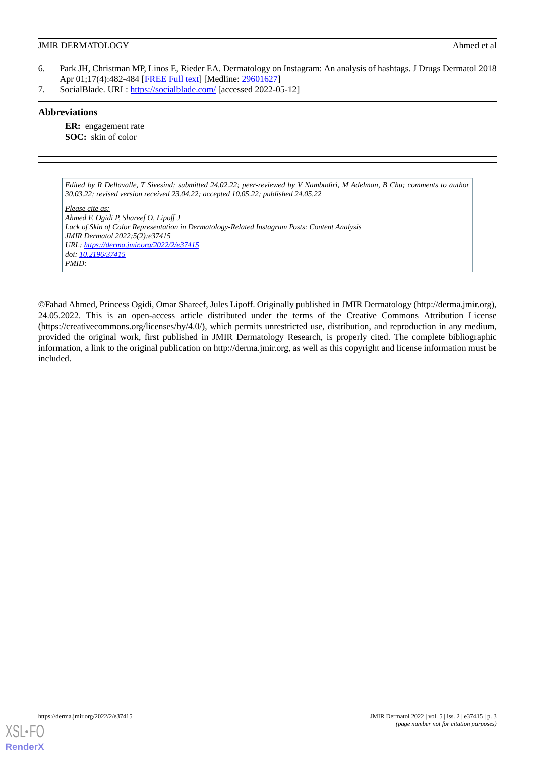6. Park JH, Christman MP, Linos E, Rieder EA. Dermatology on Instagram: An analysis of hashtags. J Drugs Dermatol 2018 Apr 01;17(4):482-484 [FREE Full text] [Medline: 29601627]
7. SocialBlade. URL: https://socialblade.com/ [accessed 2022-05-12]

## Abbreviations

**ER:** engagement rate
**SOC:** skin of color

*Edited by R Dellavalle, T Sivesind; submitted 24.02.22; peer-reviewed by V Nambudiri, M Adelman, B Chu; comments to author 30.03.22; revised version received 23.04.22; accepted 10.05.22; published 24.05.22*

*Please cite as:*
*Ahmed F, Ogidi P, Shareef O, Lipoff J*
*Lack of Skin of Color Representation in Dermatology-Related Instagram Posts: Content Analysis*
*JMIR Dermatol 2022;5(2):e37415*
*URL: https://derma.jmir.org/2022/2/e37415*
*doi: 10.2196/37415*
*PMID:*

©Fahad Ahmed, Princess Ogidi, Omar Shareef, Jules Lipoff. Originally published in JMIR Dermatology (http://derma.jmir.org), 24.05.2022. This is an open-access article distributed under the terms of the Creative Commons Attribution License (https://creativecommons.org/licenses/by/4.0/), which permits unrestricted use, distribution, and reproduction in any medium, provided the original work, first published in JMIR Dermatology Research, is properly cited. The complete bibliographic information, a link to the original publication on http://derma.jmir.org, as well as this copyright and license information must be included.